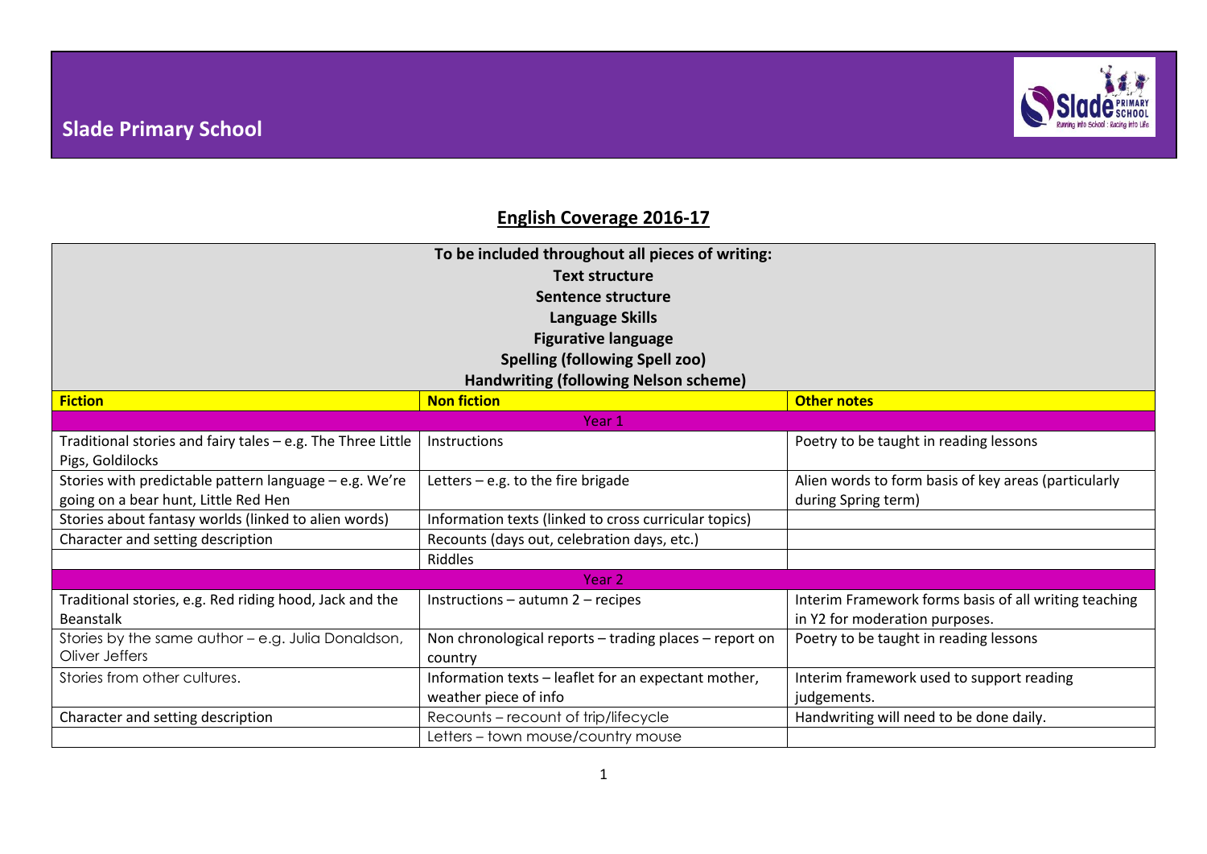# Slade Primary School

## English Coverage 2016-17

| To be included throughout all pieces of writing:<br>Text structure<br>Sentence structure<br>Language Skills<br>Figurative language<br>Spelling (following Spell zoo)<br>Handwriting (following Nelson scheme) | | |
|---|---|---|
| **Fiction** | **Non fiction** | **Other notes** |
| Year 1 | | |
| Traditional stories and fairy tales – e.g. The Three Little Pigs, Goldilocks | Instructions | Poetry to be taught in reading lessons |
| Stories with predictable pattern language – e.g. We're going on a bear hunt, Little Red Hen | Letters – e.g. to the fire brigade | Alien words to form basis of key areas (particularly during Spring term) |
| Stories about fantasy worlds (linked to alien words) | Information texts (linked to cross curricular topics) | |
| Character and setting description | Recounts (days out, celebration days, etc.) | |
| | Riddles | |
| Year 2 | | |
| Traditional stories, e.g. Red riding hood, Jack and the Beanstalk | Instructions – autumn 2 – recipes | Interim Framework forms basis of all writing teaching in Y2 for moderation purposes. |
| Stories by the same author – e.g. Julia Donaldson, Oliver Jeffers | Non chronological reports – trading places – report on country | Poetry to be taught in reading lessons |
| Stories from other cultures. | Information texts – leaflet for an expectant mother, weather piece of info | Interim framework used to support reading judgements. |
| Character and setting description | Recounts – recount of trip/lifecycle | Handwriting will need to be done daily. |
| | Letters – town mouse/country mouse | |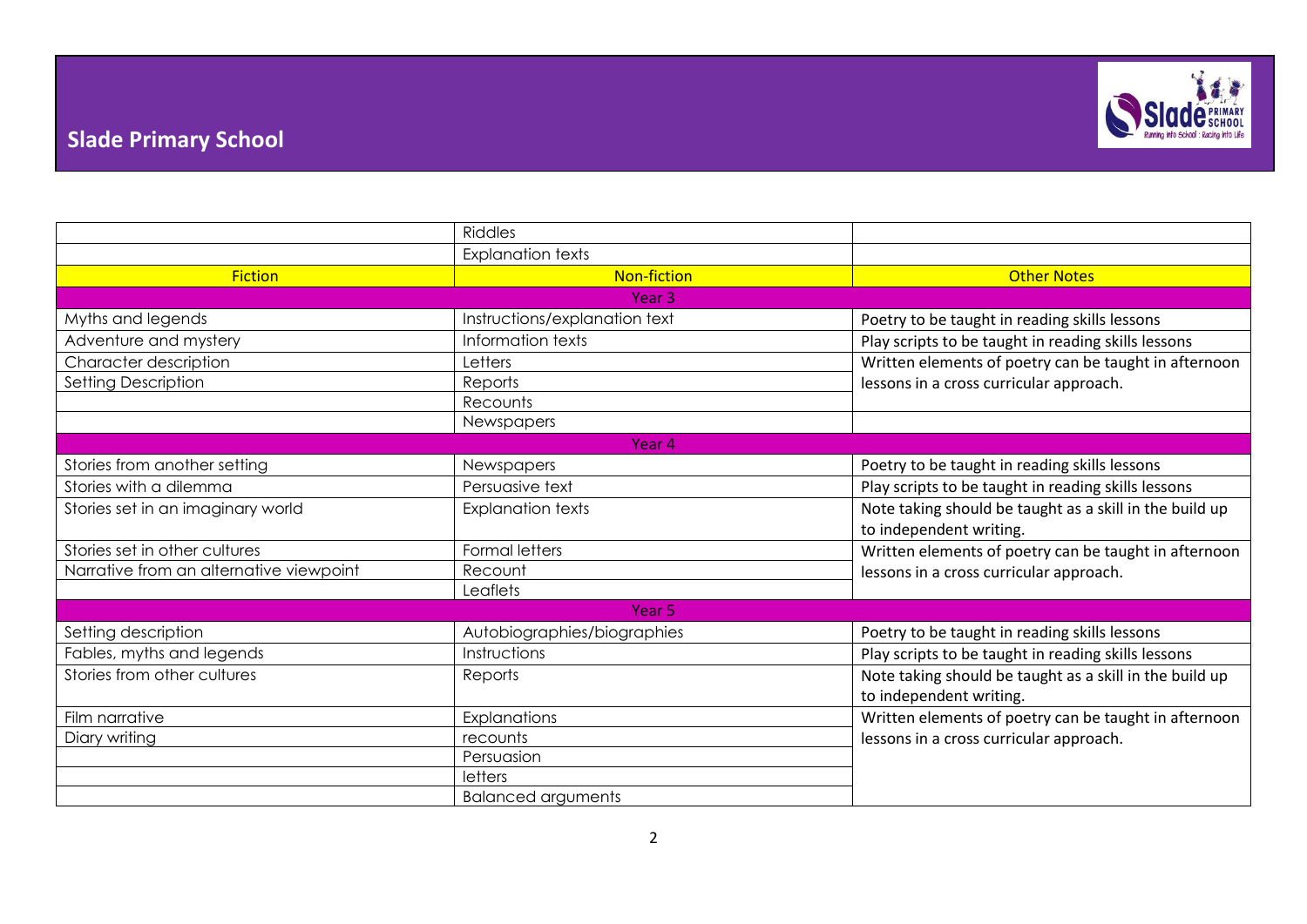## Slade Primary School

| | | |
|---|---|---|
| | Riddles | |
| | Explanation texts | |
| **Fiction** | **Non-fiction** | **Other Notes** |
| **Year 3** | | |
| Myths and legends | Instructions/explanation text | Poetry to be taught in reading skills lessons |
| Adventure and mystery | Information texts | Play scripts to be taught in reading skills lessons |
| Character description | Letters | Written elements of poetry can be taught in afternoon lessons in a cross curricular approach. |
| Setting Description | Reports | |
| | Recounts | |
| | Newspapers | |
| **Year 4** | | |
| Stories from another setting | Newspapers | Poetry to be taught in reading skills lessons |
| Stories with a dilemma | Persuasive text | Play scripts to be taught in reading skills lessons |
| Stories set in an imaginary world | Explanation texts | Note taking should be taught as a skill in the build up to independent writing. |
| Stories set in other cultures | Formal letters | Written elements of poetry can be taught in afternoon lessons in a cross curricular approach. |
| Narrative from an alternative viewpoint | Recount | |
| | Leaflets | |
| **Year 5** | | |
| Setting description | Autobiographies/biographies | Poetry to be taught in reading skills lessons |
| Fables, myths and legends | Instructions | Play scripts to be taught in reading skills lessons |
| Stories from other cultures | Reports | Note taking should be taught as a skill in the build up to independent writing. |
| Film narrative | Explanations | Written elements of poetry can be taught in afternoon lessons in a cross curricular approach. |
| Diary writing | recounts | |
| | Persuasion | |
| | letters | |
| | Balanced arguments | |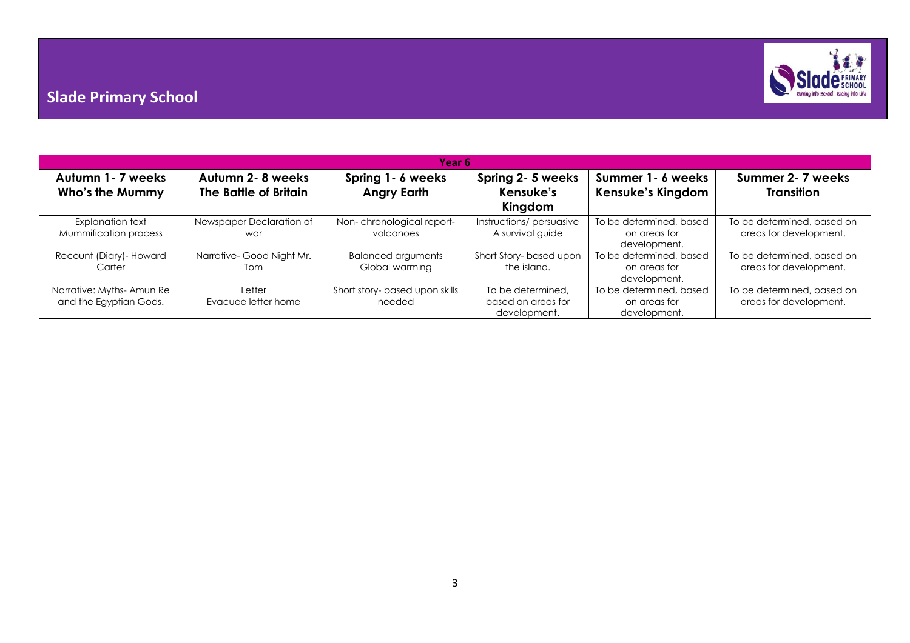## Slade Primary School

| Year 6 | | | | | |
|---|---|---|---|---|---|
| **Autumn 1- 7 weeks Who's the Mummy** | **Autumn 2- 8 weeks The Battle of Britain** | **Spring 1- 6 weeks Angry Earth** | **Spring 2- 5 weeks Kensuke's Kingdom** | **Summer 1- 6 weeks Kensuke's Kingdom** | **Summer 2- 7 weeks Transition** |
| Explanation text Mummification process | Newspaper Declaration of war | Non- chronological report- volcanoes | Instructions/ persuasive A survival guide | To be determined, based on areas for development. | To be determined, based on areas for development. |
| Recount (Diary)- Howard Carter | Narrative- Good Night Mr. Tom | Balanced arguments Global warming | Short Story- based upon the island. | To be determined, based on areas for development. | To be determined, based on areas for development. |
| Narrative: Myths- Amun Re and the Egyptian Gods. | Letter Evacuee letter home | Short story- based upon skills needed | To be determined, based on areas for development. | To be determined, based on areas for development. | To be determined, based on areas for development. |